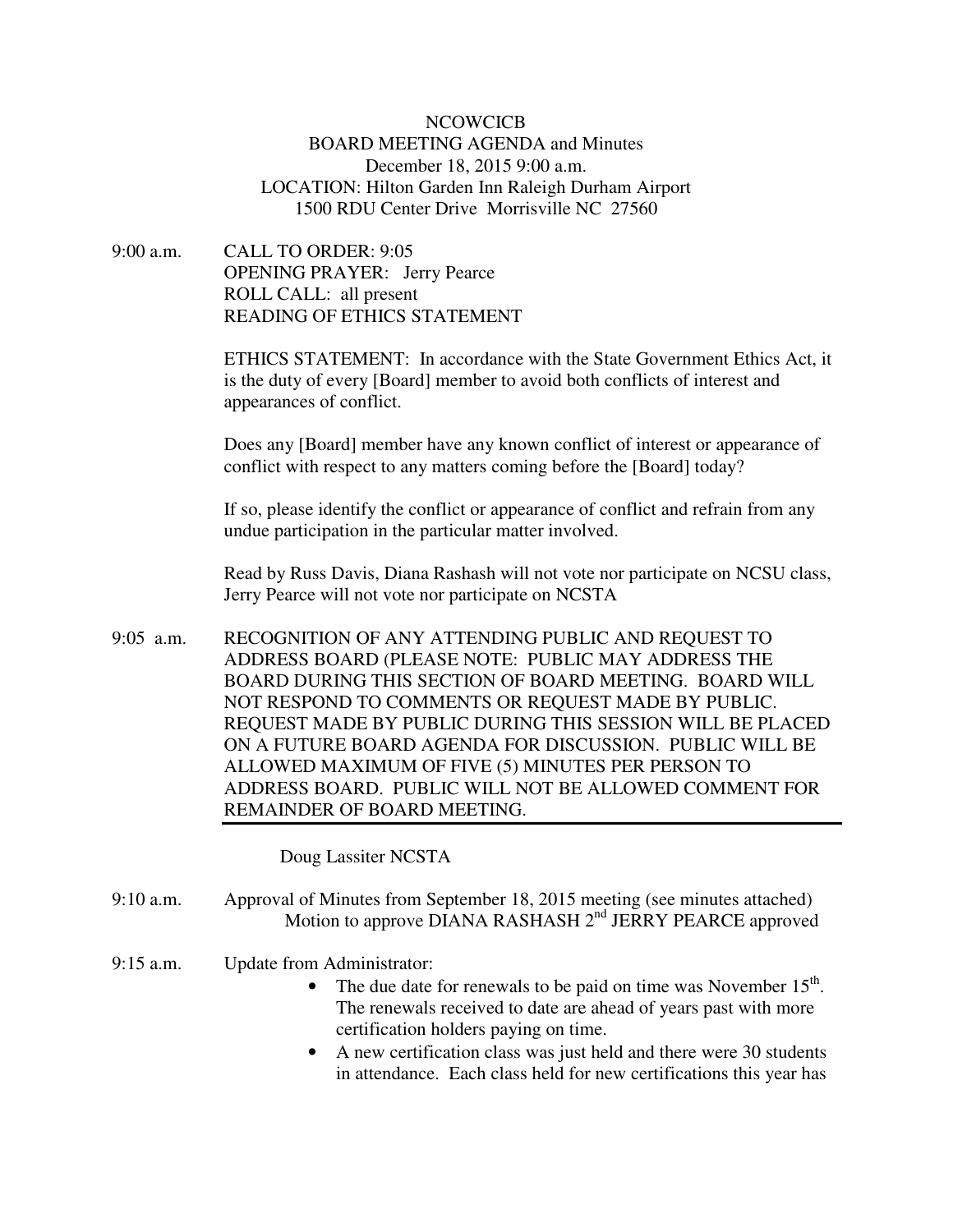NCOWCICB

BOARD MEETING AGENDA and Minutes

December 18, 2015 9:00 a.m.

LOCATION: Hilton Garden Inn Raleigh Durham Airport

1500 RDU Center Drive Morrisville NC 27560

9:00 a.m. CALL TO ORDER: 9:05

OPENING PRAYER: Jerry Pearce

ROLL CALL: all present

READING OF ETHICS STATEMENT

ETHICS STATEMENT: In accordance with the State Government Ethics Act, it is the duty of every [Board] member to avoid both conflicts of interest and appearances of conflict.

Does any [Board] member have any known conflict of interest or appearance of conflict with respect to any matters coming before the [Board] today?

If so, please identify the conflict or appearance of conflict and refrain from any undue participation in the particular matter involved.

Read by Russ Davis, Diana Rashash will not vote nor participate on NCSU class, Jerry Pearce will not vote nor participate on NCSTA

9:05 a.m. RECOGNITION OF ANY ATTENDING PUBLIC AND REQUEST TO ADDRESS BOARD (PLEASE NOTE: PUBLIC MAY ADDRESS THE BOARD DURING THIS SECTION OF BOARD MEETING. BOARD WILL NOT RESPOND TO COMMENTS OR REQUEST MADE BY PUBLIC. REQUEST MADE BY PUBLIC DURING THIS SESSION WILL BE PLACED ON A FUTURE BOARD AGENDA FOR DISCUSSION. PUBLIC WILL BE ALLOWED MAXIMUM OF FIVE (5) MINUTES PER PERSON TO ADDRESS BOARD. PUBLIC WILL NOT BE ALLOWED COMMENT FOR REMAINDER OF BOARD MEETING.

Doug Lassiter NCSTA

9:10 a.m. Approval of Minutes from September 18, 2015 meeting (see minutes attached)

Motion to approve DIANA RASHASH 2nd JERRY PEARCE approved

9:15 a.m. Update from Administrator:

- The due date for renewals to be paid on time was November 15th. The renewals received to date are ahead of years past with more certification holders paying on time.
- A new certification class was just held and there were 30 students in attendance. Each class held for new certifications this year has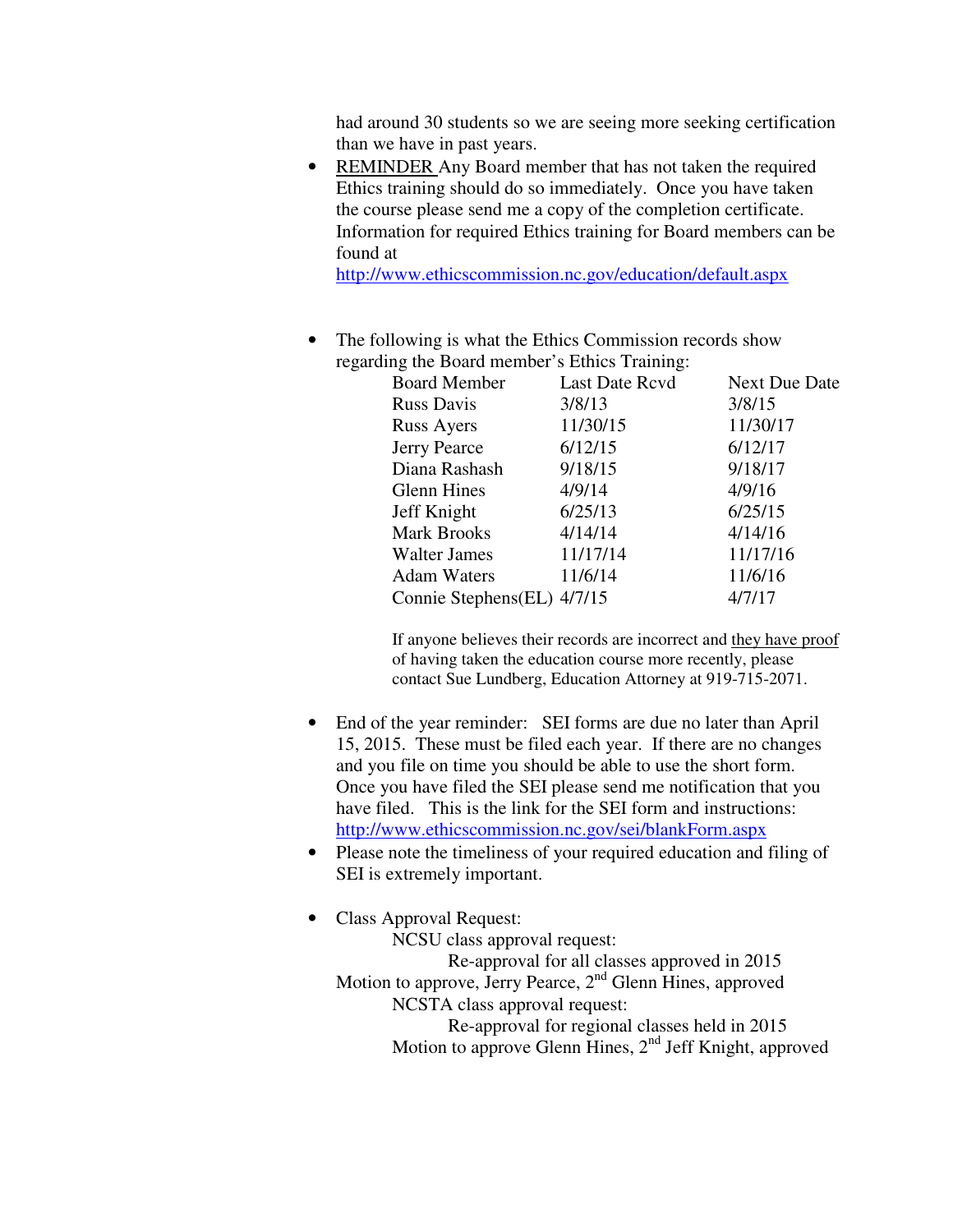had around 30 students so we are seeing more seeking certification than we have in past years.

- <u>REMINDER</u> Any Board member that has not taken the required Ethics training should do so immediately. Once you have taken the course please send me a copy of the completion certificate. Information for required Ethics training for Board members can be found at http://www.ethicscommission.nc.gov/education/default.aspx

- The following is what the Ethics Commission records show regarding the Board member's Ethics Training:

| Board Member | Last Date Rcvd | Next Due Date |
|---|---|---|
| Russ Davis | 3/8/13 | 3/8/15 |
| Russ Ayers | 11/30/15 | 11/30/17 |
| Jerry Pearce | 6/12/15 | 6/12/17 |
| Diana Rashash | 9/18/15 | 9/18/17 |
| Glenn Hines | 4/9/14 | 4/9/16 |
| Jeff Knight | 6/25/13 | 6/25/15 |
| Mark Brooks | 4/14/14 | 4/14/16 |
| Walter James | 11/17/14 | 11/17/16 |
| Adam Waters | 11/6/14 | 11/6/16 |
| Connie Stephens(EL) | 4/7/15 | 4/7/17 |

If anyone believes their records are incorrect and <u>they have proof</u> of having taken the education course more recently, please contact Sue Lundberg, Education Attorney at 919-715-2071.

- End of the year reminder: SEI forms are due no later than April 15, 2015. These must be filed each year. If there are no changes and you file on time you should be able to use the short form. Once you have filed the SEI please send me notification that you have filed. This is the link for the SEI form and instructions: http://www.ethicscommission.nc.gov/sei/blankForm.aspx
- Please note the timeliness of your required education and filing of SEI is extremely important.

- Class Approval Request:

  NCSU class approval request:

  Re-approval for all classes approved in 2015

  Motion to approve, Jerry Pearce, 2nd Glenn Hines, approved

  NCSTA class approval request:

  Re-approval for regional classes held in 2015

  Motion to approve Glenn Hines, 2nd Jeff Knight, approved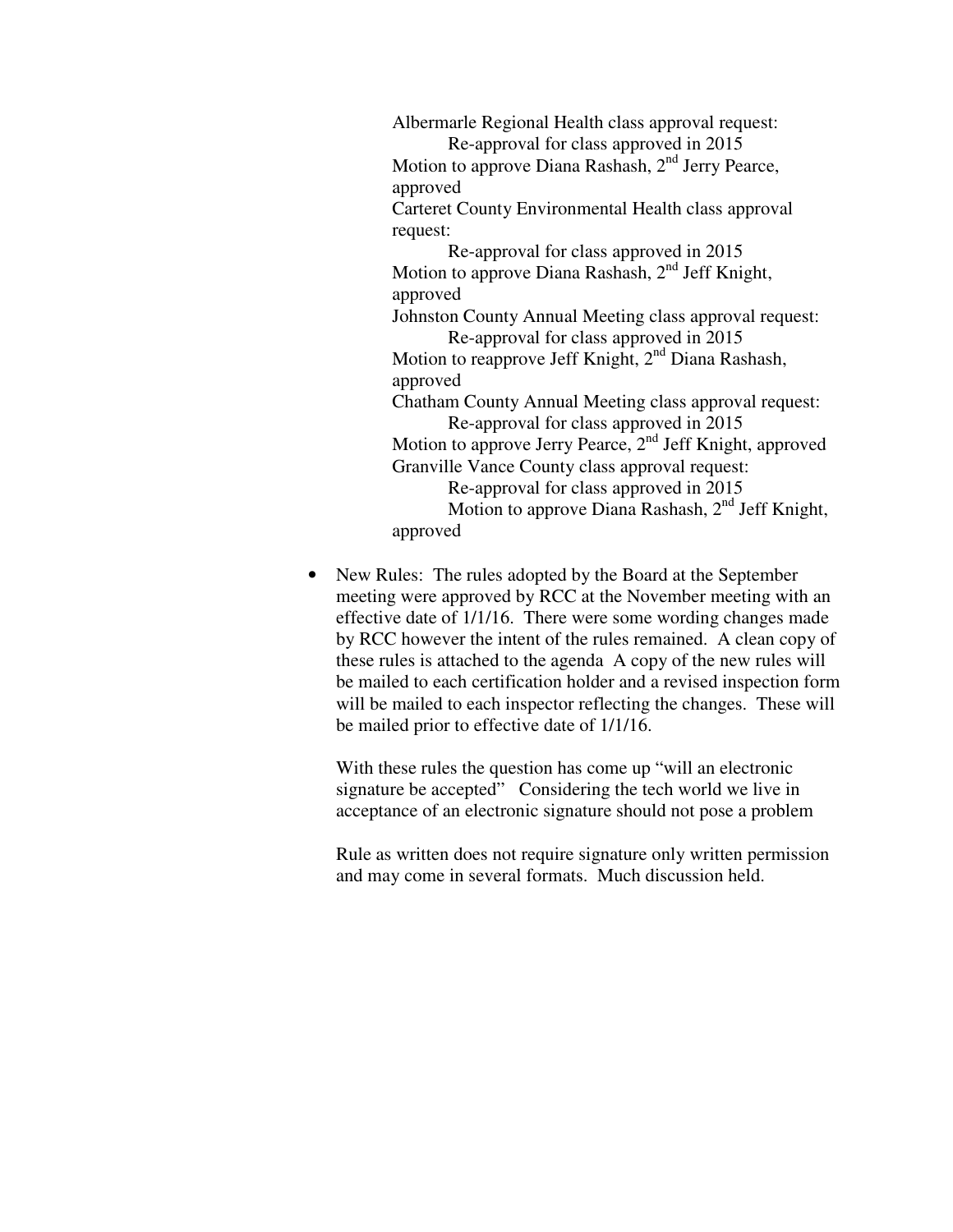Albermarle Regional Health class approval request:

Re-approval for class approved in 2015

Motion to approve Diana Rashash, 2nd Jerry Pearce, approved

Carteret County Environmental Health class approval request:

Re-approval for class approved in 2015

Motion to approve Diana Rashash, 2nd Jeff Knight, approved

Johnston County Annual Meeting class approval request:

Re-approval for class approved in 2015

Motion to reapprove Jeff Knight, 2nd Diana Rashash, approved

Chatham County Annual Meeting class approval request:

Re-approval for class approved in 2015

Motion to approve Jerry Pearce, 2nd Jeff Knight, approved

Granville Vance County class approval request:

Re-approval for class approved in 2015

Motion to approve Diana Rashash, 2nd Jeff Knight, approved

- New Rules: The rules adopted by the Board at the September meeting were approved by RCC at the November meeting with an effective date of 1/1/16. There were some wording changes made by RCC however the intent of the rules remained. A clean copy of these rules is attached to the agenda A copy of the new rules will be mailed to each certification holder and a revised inspection form will be mailed to each inspector reflecting the changes. These will be mailed prior to effective date of 1/1/16.

  With these rules the question has come up "will an electronic signature be accepted" Considering the tech world we live in acceptance of an electronic signature should not pose a problem

  Rule as written does not require signature only written permission and may come in several formats. Much discussion held.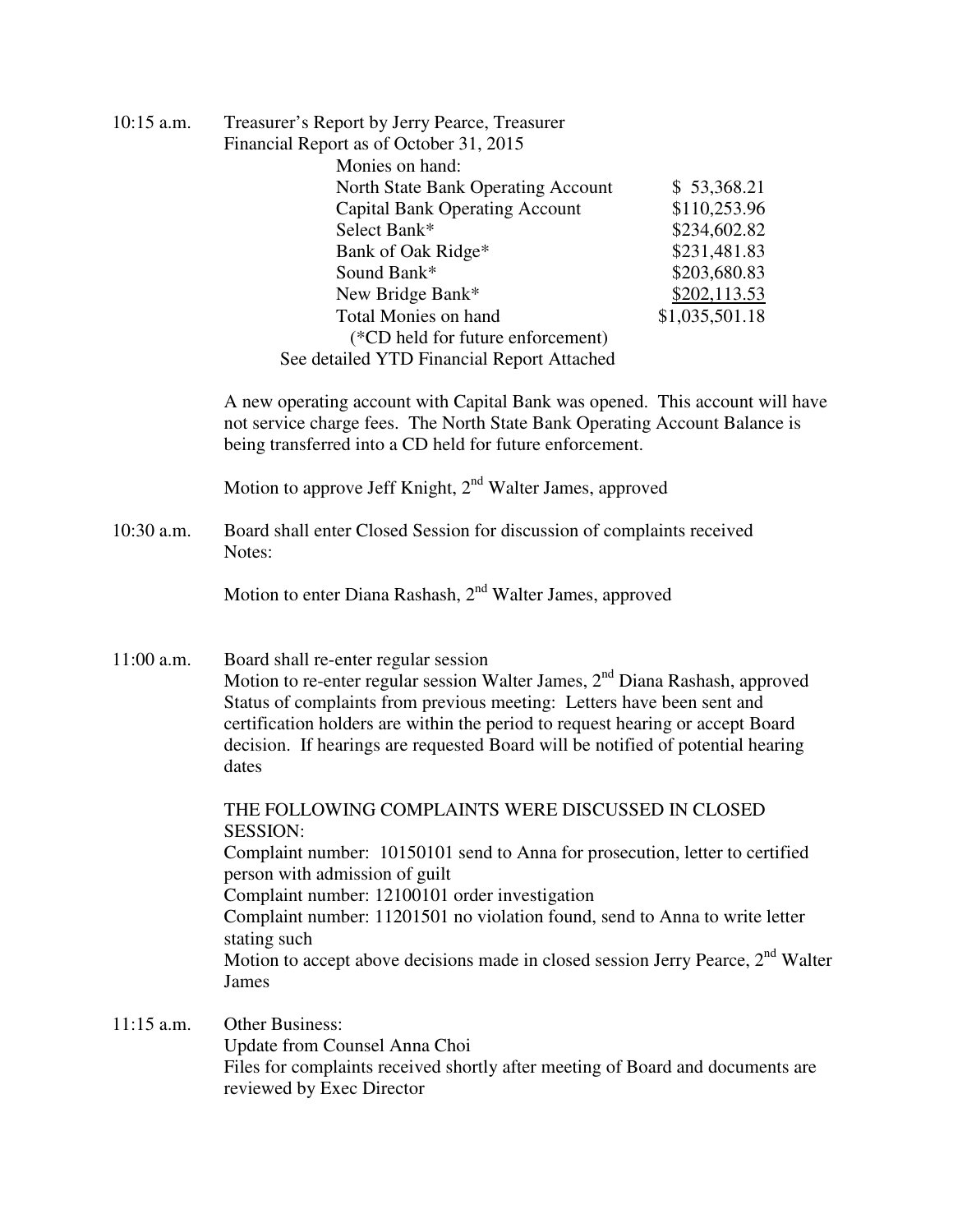10:15 a.m. Treasurer's Report by Jerry Pearce, Treasurer

Financial Report as of October 31, 2015

Monies on hand:

| | |
|---|---|
| North State Bank Operating Account | $ 53,368.21 |
| Capital Bank Operating Account | $110,253.96 |
| Select Bank* | $234,602.82 |
| Bank of Oak Ridge* | $231,481.83 |
| Sound Bank* | $203,680.83 |
| New Bridge Bank* | $202,113.53 |
| Total Monies on hand | $1,035,501.18 |

(*CD held for future enforcement)

See detailed YTD Financial Report Attached

A new operating account with Capital Bank was opened. This account will have not service charge fees. The North State Bank Operating Account Balance is being transferred into a CD held for future enforcement.

Motion to approve Jeff Knight, 2nd Walter James, approved

10:30 a.m. Board shall enter Closed Session for discussion of complaints received

Notes:

Motion to enter Diana Rashash, 2nd Walter James, approved

11:00 a.m. Board shall re-enter regular session

Motion to re-enter regular session Walter James, 2nd Diana Rashash, approved

Status of complaints from previous meeting: Letters have been sent and certification holders are within the period to request hearing or accept Board decision. If hearings are requested Board will be notified of potential hearing dates

THE FOLLOWING COMPLAINTS WERE DISCUSSED IN CLOSED SESSION:

Complaint number: 10150101 send to Anna for prosecution, letter to certified person with admission of guilt

Complaint number: 12100101 order investigation

Complaint number: 11201501 no violation found, send to Anna to write letter stating such

Motion to accept above decisions made in closed session Jerry Pearce, 2nd Walter James

11:15 a.m. Other Business:

Update from Counsel Anna Choi

Files for complaints received shortly after meeting of Board and documents are reviewed by Exec Director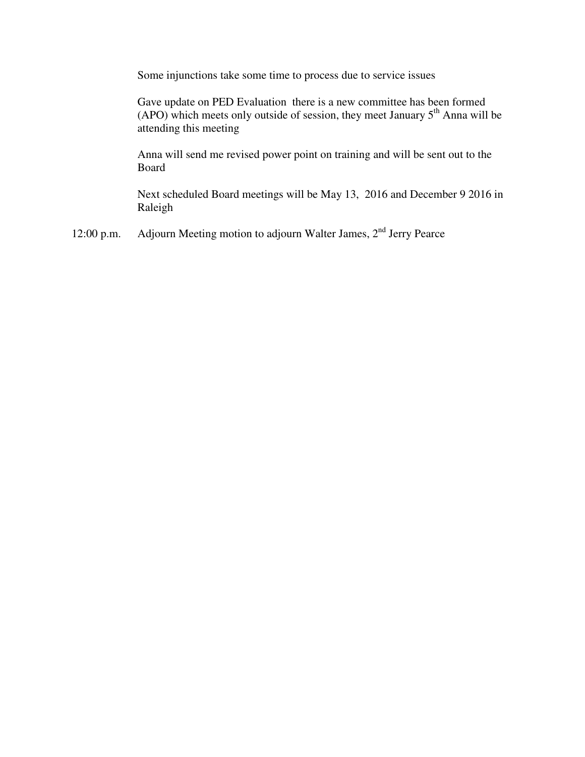Some injunctions take some time to process due to service issues

Gave update on PED Evaluation  there is a new committee has been formed (APO) which meets only outside of session, they meet January 5th Anna will be attending this meeting

Anna will send me revised power point on training and will be sent out to the Board

Next scheduled Board meetings will be May 13,  2016 and December 9 2016 in Raleigh

12:00 p.m. Adjourn Meeting motion to adjourn Walter James, 2nd Jerry Pearce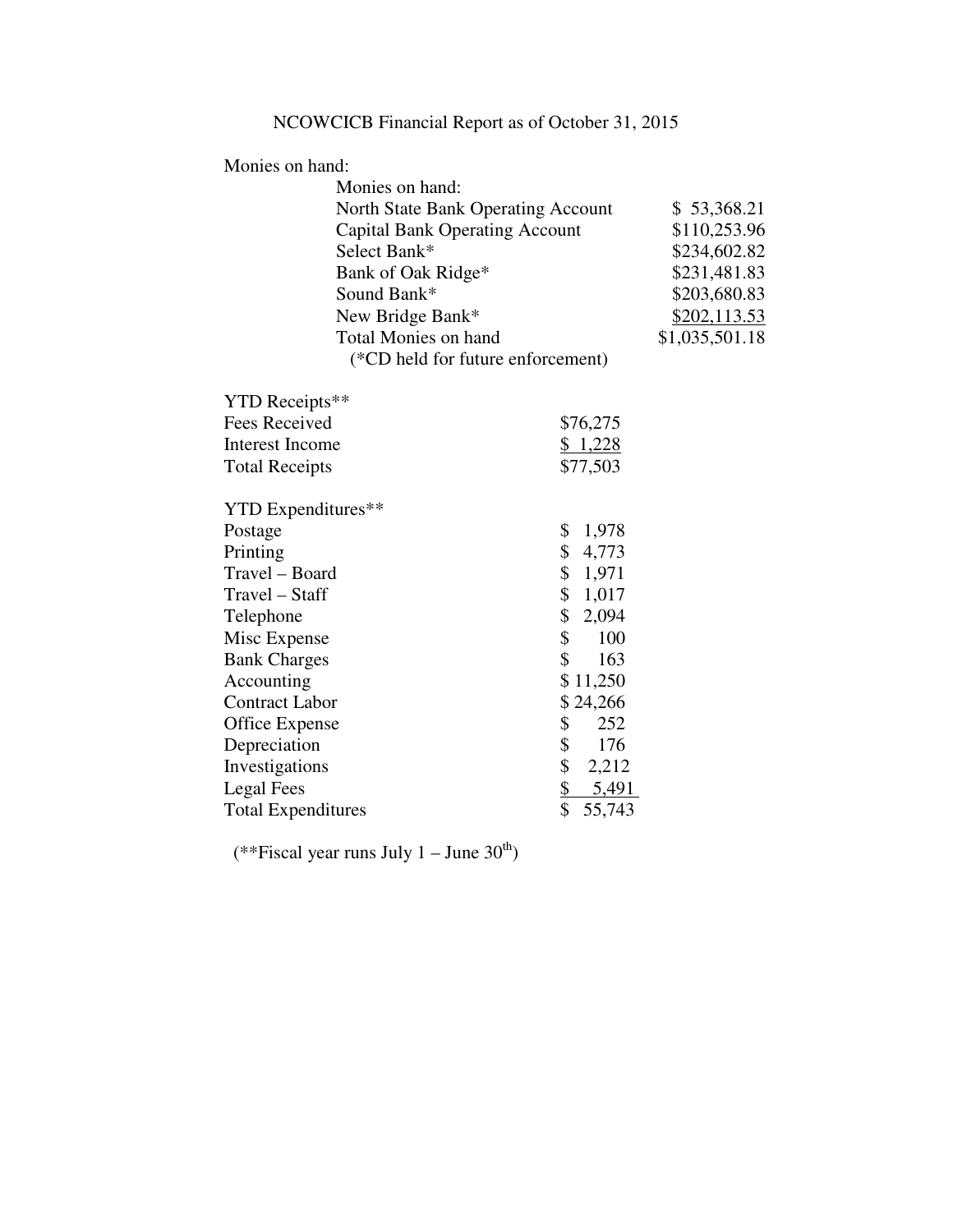# NCOWCICB Financial Report as of October 31, 2015

Monies on hand:

| Monies on hand: | |
|---|---|
| North State Bank Operating Account | $ 53,368.21 |
| Capital Bank Operating Account | $110,253.96 |
| Select Bank* | $234,602.82 |
| Bank of Oak Ridge* | $231,481.83 |
| Sound Bank* | $203,680.83 |
| New Bridge Bank* | $202,113.53 |
| Total Monies on hand | $1,035,501.18 |

(*CD held for future enforcement)

| YTD Receipts** | |
|---|---|
| Fees Received | $76,275 |
| Interest Income | $ 1,228 |
| Total Receipts | $77,503 |

| YTD Expenditures** | |
|---|---|
| Postage | $ 1,978 |
| Printing | $ 4,773 |
| Travel – Board | $ 1,971 |
| Travel – Staff | $ 1,017 |
| Telephone | $ 2,094 |
| Misc Expense | $ 100 |
| Bank Charges | $ 163 |
| Accounting | $ 11,250 |
| Contract Labor | $ 24,266 |
| Office Expense | $ 252 |
| Depreciation | $ 176 |
| Investigations | $ 2,212 |
| Legal Fees | $ 5,491 |
| Total Expenditures | $ 55,743 |

(**Fiscal year runs July 1 – June 30th)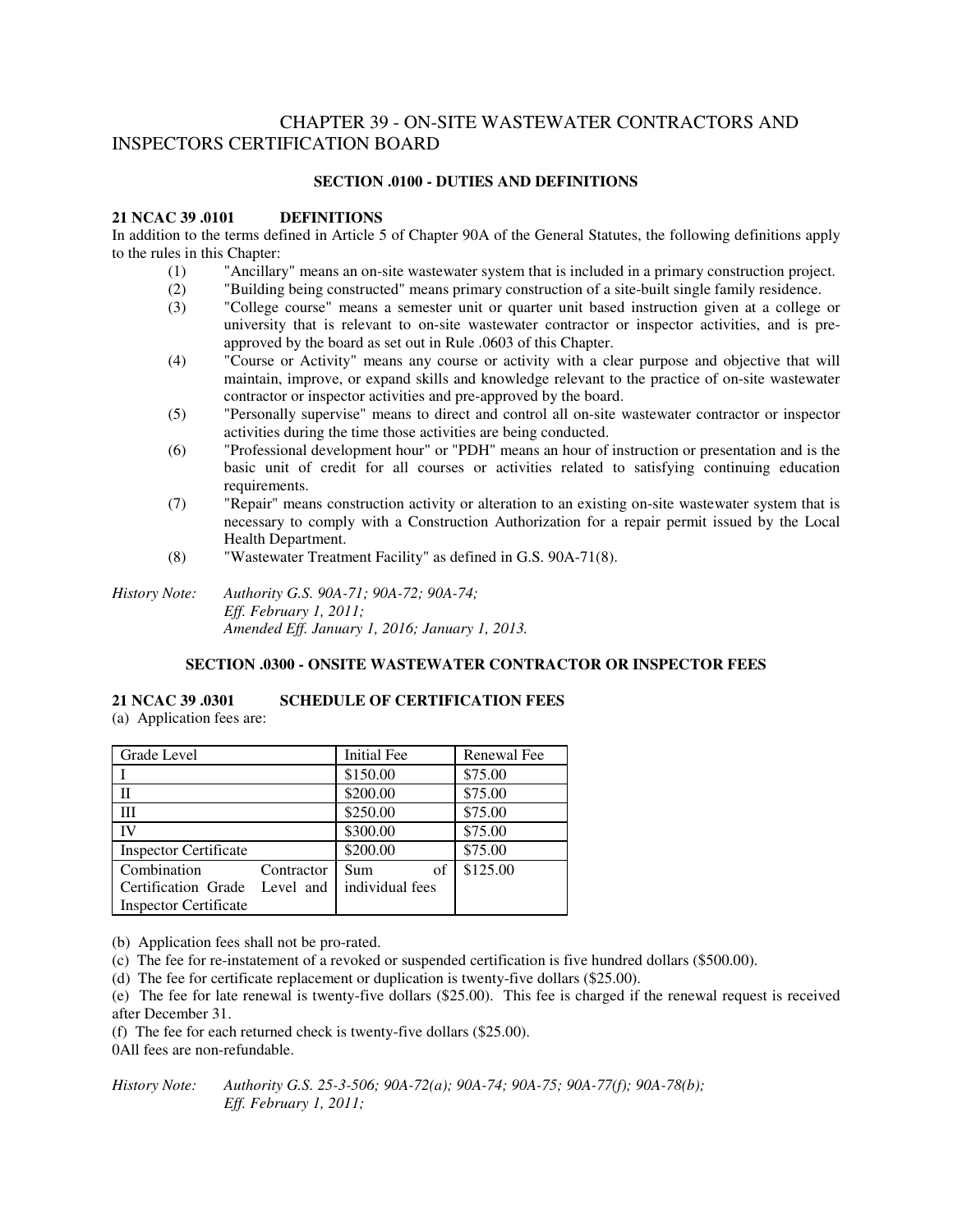# CHAPTER 39 - ON-SITE WASTEWATER CONTRACTORS AND INSPECTORS CERTIFICATION BOARD

## SECTION .0100 - DUTIES AND DEFINITIONS

### 21 NCAC 39 .0101 DEFINITIONS

In addition to the terms defined in Article 5 of Chapter 90A of the General Statutes, the following definitions apply to the rules in this Chapter:

(1) "Ancillary" means an on-site wastewater system that is included in a primary construction project.

(2) "Building being constructed" means primary construction of a site-built single family residence.

(3) "College course" means a semester unit or quarter unit based instruction given at a college or university that is relevant to on-site wastewater contractor or inspector activities, and is pre-approved by the board as set out in Rule .0603 of this Chapter.

(4) "Course or Activity" means any course or activity with a clear purpose and objective that will maintain, improve, or expand skills and knowledge relevant to the practice of on-site wastewater contractor or inspector activities and pre-approved by the board.

(5) "Personally supervise" means to direct and control all on-site wastewater contractor or inspector activities during the time those activities are being conducted.

(6) "Professional development hour" or "PDH" means an hour of instruction or presentation and is the basic unit of credit for all courses or activities related to satisfying continuing education requirements.

(7) "Repair" means construction activity or alteration to an existing on-site wastewater system that is necessary to comply with a Construction Authorization for a repair permit issued by the Local Health Department.

(8) "Wastewater Treatment Facility" as defined in G.S. 90A-71(8).

*History Note: Authority G.S. 90A-71; 90A-72; 90A-74;*
*Eff. February 1, 2011;*
*Amended Eff. January 1, 2016; January 1, 2013.*

## SECTION .0300 - ONSITE WASTEWATER CONTRACTOR OR INSPECTOR FEES

### 21 NCAC 39 .0301 SCHEDULE OF CERTIFICATION FEES

(a) Application fees are:

| Grade Level | Initial Fee | Renewal Fee |
|---|---|---|
| I | $150.00 | $75.00 |
| II | $200.00 | $75.00 |
| III | $250.00 | $75.00 |
| IV | $300.00 | $75.00 |
| Inspector Certificate | $200.00 | $75.00 |
| Combination Contractor Certification Grade Level and Inspector Certificate | Sum of individual fees | $125.00 |

(b) Application fees shall not be pro-rated.

(c) The fee for re-instatement of a revoked or suspended certification is five hundred dollars ($500.00).

(d) The fee for certificate replacement or duplication is twenty-five dollars ($25.00).

(e) The fee for late renewal is twenty-five dollars ($25.00). This fee is charged if the renewal request is received after December 31.

(f) The fee for each returned check is twenty-five dollars ($25.00).

0All fees are non-refundable.

*History Note: Authority G.S. 25-3-506; 90A-72(a); 90A-74; 90A-75; 90A-77(f); 90A-78(b);*
*Eff. February 1, 2011;*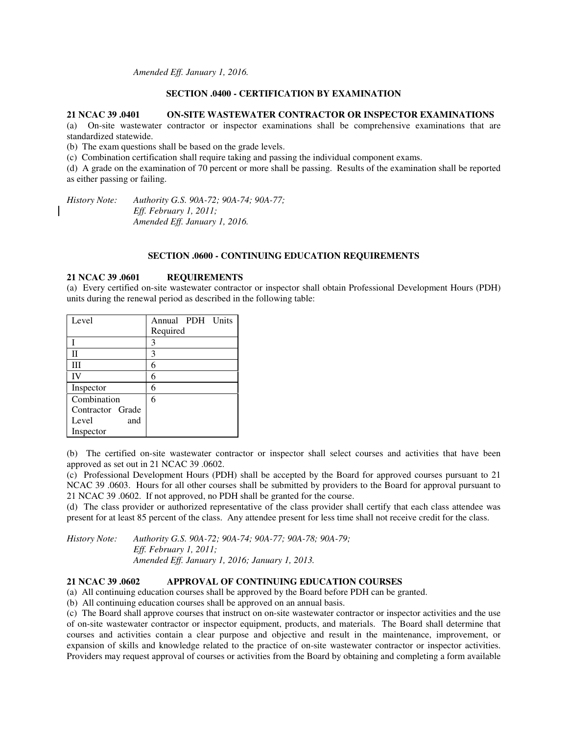*Amended Eff. January 1, 2016.*

### SECTION .0400 - CERTIFICATION BY EXAMINATION

**21 NCAC 39 .0401 ON-SITE WASTEWATER CONTRACTOR OR INSPECTOR EXAMINATIONS**

(a) On-site wastewater contractor or inspector examinations shall be comprehensive examinations that are standardized statewide.

(b) The exam questions shall be based on the grade levels.

(c) Combination certification shall require taking and passing the individual component exams.

(d) A grade on the examination of 70 percent or more shall be passing. Results of the examination shall be reported as either passing or failing.

*History Note: Authority G.S. 90A-72; 90A-74; 90A-77;*
*Eff. February 1, 2011;*
*Amended Eff. January 1, 2016.*

### SECTION .0600 - CONTINUING EDUCATION REQUIREMENTS

**21 NCAC 39 .0601 REQUIREMENTS**

(a) Every certified on-site wastewater contractor or inspector shall obtain Professional Development Hours (PDH) units during the renewal period as described in the following table:

| Level | Annual PDH Units Required |
| --- | --- |
| I | 3 |
| II | 3 |
| III | 6 |
| IV | 6 |
| Inspector | 6 |
| Combination Contractor Grade Level and Inspector | 6 |

(b) The certified on-site wastewater contractor or inspector shall select courses and activities that have been approved as set out in 21 NCAC 39 .0602.

(c) Professional Development Hours (PDH) shall be accepted by the Board for approved courses pursuant to 21 NCAC 39 .0603. Hours for all other courses shall be submitted by providers to the Board for approval pursuant to 21 NCAC 39 .0602. If not approved, no PDH shall be granted for the course.

(d) The class provider or authorized representative of the class provider shall certify that each class attendee was present for at least 85 percent of the class. Any attendee present for less time shall not receive credit for the class.

*History Note: Authority G.S. 90A-72; 90A-74; 90A-77; 90A-78; 90A-79;*
*Eff. February 1, 2011;*
*Amended Eff. January 1, 2016; January 1, 2013.*

**21 NCAC 39 .0602 APPROVAL OF CONTINUING EDUCATION COURSES**

(a) All continuing education courses shall be approved by the Board before PDH can be granted.

(b) All continuing education courses shall be approved on an annual basis.

(c) The Board shall approve courses that instruct on on-site wastewater contractor or inspector activities and the use of on-site wastewater contractor or inspector equipment, products, and materials. The Board shall determine that courses and activities contain a clear purpose and objective and result in the maintenance, improvement, or expansion of skills and knowledge related to the practice of on-site wastewater contractor or inspector activities. Providers may request approval of courses or activities from the Board by obtaining and completing a form available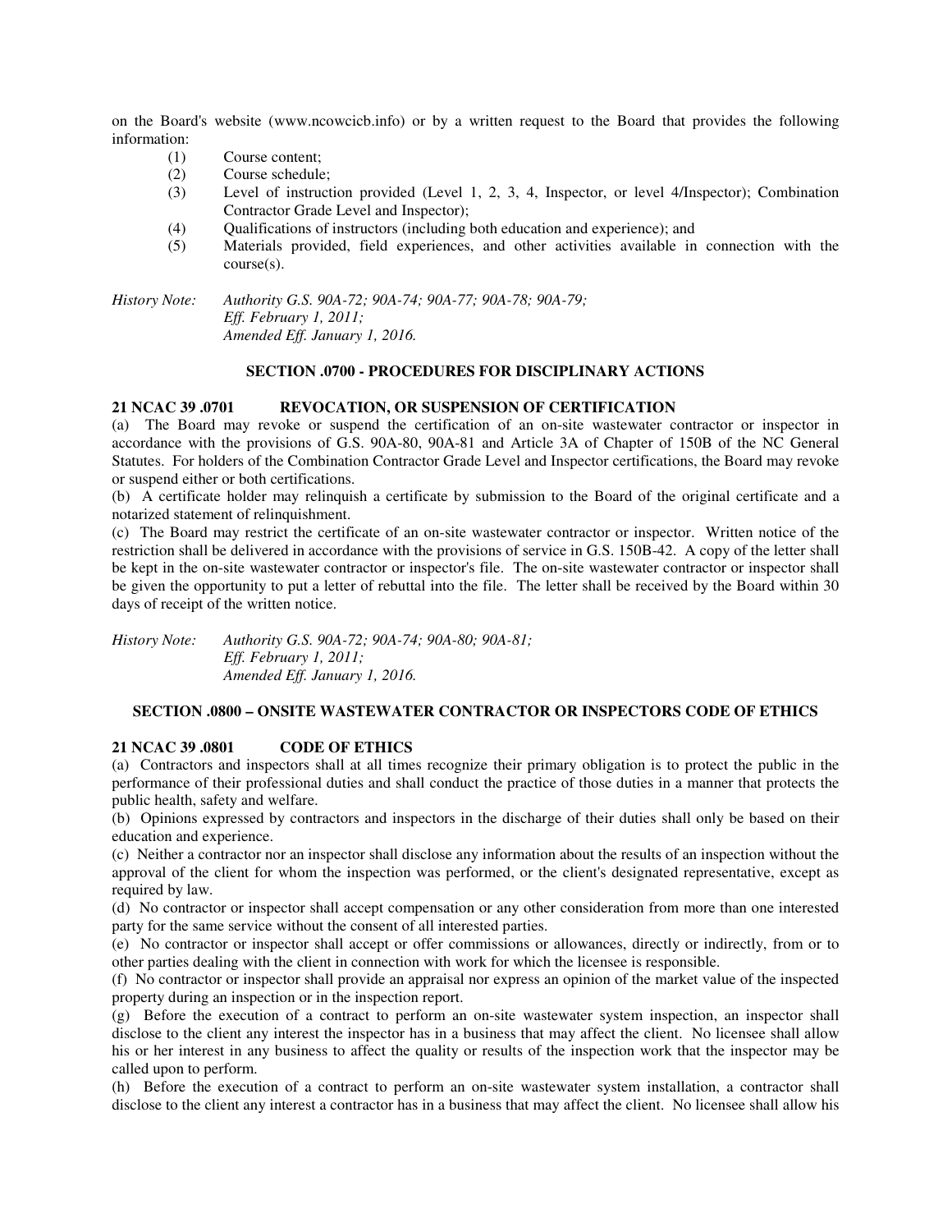on the Board's website (www.ncowcicb.info) or by a written request to the Board that provides the following information:

(1) Course content;
(2) Course schedule;
(3) Level of instruction provided (Level 1, 2, 3, 4, Inspector, or level 4/Inspector); Combination Contractor Grade Level and Inspector);
(4) Qualifications of instructors (including both education and experience); and
(5) Materials provided, field experiences, and other activities available in connection with the course(s).

*History Note: Authority G.S. 90A-72; 90A-74; 90A-77; 90A-78; 90A-79;*
*Eff. February 1, 2011;*
*Amended Eff. January 1, 2016.*

## SECTION .0700 - PROCEDURES FOR DISCIPLINARY ACTIONS

### 21 NCAC 39 .0701 REVOCATION, OR SUSPENSION OF CERTIFICATION

(a) The Board may revoke or suspend the certification of an on-site wastewater contractor or inspector in accordance with the provisions of G.S. 90A-80, 90A-81 and Article 3A of Chapter of 150B of the NC General Statutes. For holders of the Combination Contractor Grade Level and Inspector certifications, the Board may revoke or suspend either or both certifications.

(b) A certificate holder may relinquish a certificate by submission to the Board of the original certificate and a notarized statement of relinquishment.

(c) The Board may restrict the certificate of an on-site wastewater contractor or inspector. Written notice of the restriction shall be delivered in accordance with the provisions of service in G.S. 150B-42. A copy of the letter shall be kept in the on-site wastewater contractor or inspector's file. The on-site wastewater contractor or inspector shall be given the opportunity to put a letter of rebuttal into the file. The letter shall be received by the Board within 30 days of receipt of the written notice.

*History Note: Authority G.S. 90A-72; 90A-74; 90A-80; 90A-81;*
*Eff. February 1, 2011;*
*Amended Eff. January 1, 2016.*

## SECTION .0800 – ONSITE WASTEWATER CONTRACTOR OR INSPECTORS CODE OF ETHICS

### 21 NCAC 39 .0801 CODE OF ETHICS

(a) Contractors and inspectors shall at all times recognize their primary obligation is to protect the public in the performance of their professional duties and shall conduct the practice of those duties in a manner that protects the public health, safety and welfare.

(b) Opinions expressed by contractors and inspectors in the discharge of their duties shall only be based on their education and experience.

(c) Neither a contractor nor an inspector shall disclose any information about the results of an inspection without the approval of the client for whom the inspection was performed, or the client's designated representative, except as required by law.

(d) No contractor or inspector shall accept compensation or any other consideration from more than one interested party for the same service without the consent of all interested parties.

(e) No contractor or inspector shall accept or offer commissions or allowances, directly or indirectly, from or to other parties dealing with the client in connection with work for which the licensee is responsible.

(f) No contractor or inspector shall provide an appraisal nor express an opinion of the market value of the inspected property during an inspection or in the inspection report.

(g) Before the execution of a contract to perform an on-site wastewater system inspection, an inspector shall disclose to the client any interest the inspector has in a business that may affect the client. No licensee shall allow his or her interest in any business to affect the quality or results of the inspection work that the inspector may be called upon to perform.

(h) Before the execution of a contract to perform an on-site wastewater system installation, a contractor shall disclose to the client any interest a contractor has in a business that may affect the client. No licensee shall allow his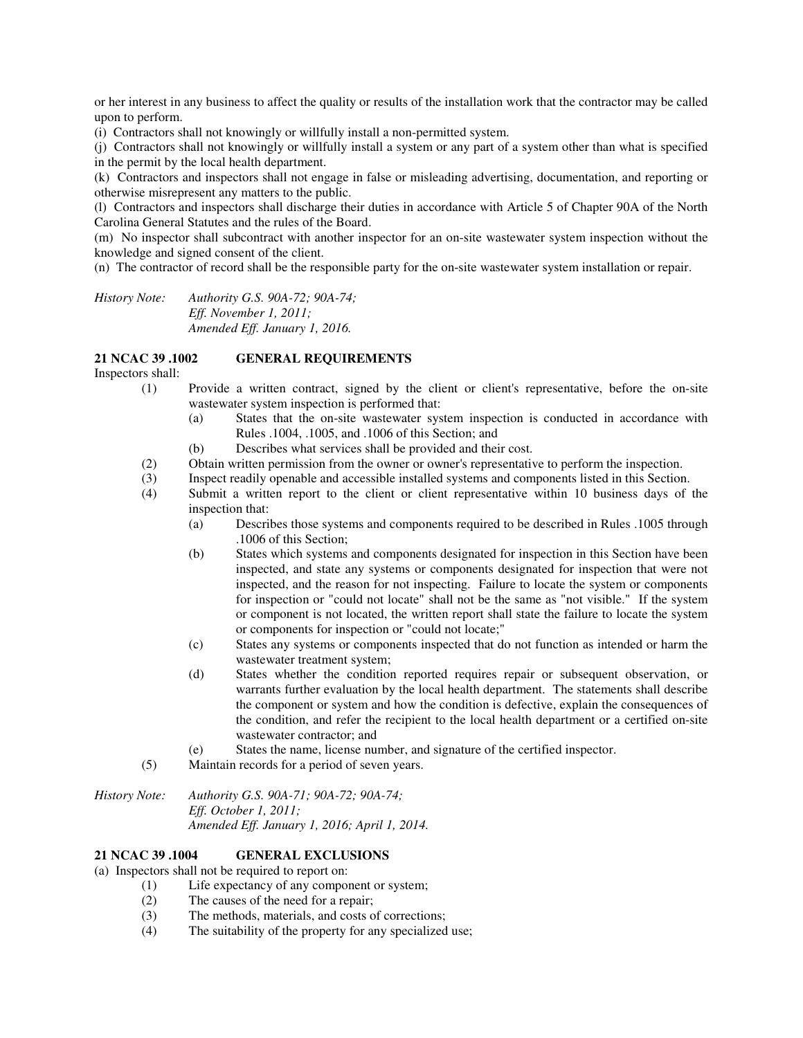or her interest in any business to affect the quality or results of the installation work that the contractor may be called upon to perform.

(i) Contractors shall not knowingly or willfully install a non-permitted system.

(j) Contractors shall not knowingly or willfully install a system or any part of a system other than what is specified in the permit by the local health department.

(k) Contractors and inspectors shall not engage in false or misleading advertising, documentation, and reporting or otherwise misrepresent any matters to the public.

(l) Contractors and inspectors shall discharge their duties in accordance with Article 5 of Chapter 90A of the North Carolina General Statutes and the rules of the Board.

(m) No inspector shall subcontract with another inspector for an on-site wastewater system inspection without the knowledge and signed consent of the client.

(n) The contractor of record shall be the responsible party for the on-site wastewater system installation or repair.

*History Note: Authority G.S. 90A-72; 90A-74;*
*Eff. November 1, 2011;*
*Amended Eff. January 1, 2016.*

**21 NCAC 39 .1002 GENERAL REQUIREMENTS**

Inspectors shall:

(1) Provide a written contract, signed by the client or client's representative, before the on-site wastewater system inspection is performed that:
  - (a) States that the on-site wastewater system inspection is conducted in accordance with Rules .1004, .1005, and .1006 of this Section; and
  - (b) Describes what services shall be provided and their cost.

(2) Obtain written permission from the owner or owner's representative to perform the inspection.

(3) Inspect readily openable and accessible installed systems and components listed in this Section.

(4) Submit a written report to the client or client representative within 10 business days of the inspection that:
  - (a) Describes those systems and components required to be described in Rules .1005 through .1006 of this Section;
  - (b) States which systems and components designated for inspection in this Section have been inspected, and state any systems or components designated for inspection that were not inspected, and the reason for not inspecting. Failure to locate the system or components for inspection or "could not locate" shall not be the same as "not visible." If the system or component is not located, the written report shall state the failure to locate the system or components for inspection or "could not locate;"
  - (c) States any systems or components inspected that do not function as intended or harm the wastewater treatment system;
  - (d) States whether the condition reported requires repair or subsequent observation, or warrants further evaluation by the local health department. The statements shall describe the component or system and how the condition is defective, explain the consequences of the condition, and refer the recipient to the local health department or a certified on-site wastewater contractor; and
  - (e) States the name, license number, and signature of the certified inspector.

(5) Maintain records for a period of seven years.

*History Note: Authority G.S. 90A-71; 90A-72; 90A-74;*
*Eff. October 1, 2011;*
*Amended Eff. January 1, 2016; April 1, 2014.*

**21 NCAC 39 .1004 GENERAL EXCLUSIONS**

(a) Inspectors shall not be required to report on:

(1) Life expectancy of any component or system;

(2) The causes of the need for a repair;

(3) The methods, materials, and costs of corrections;

(4) The suitability of the property for any specialized use;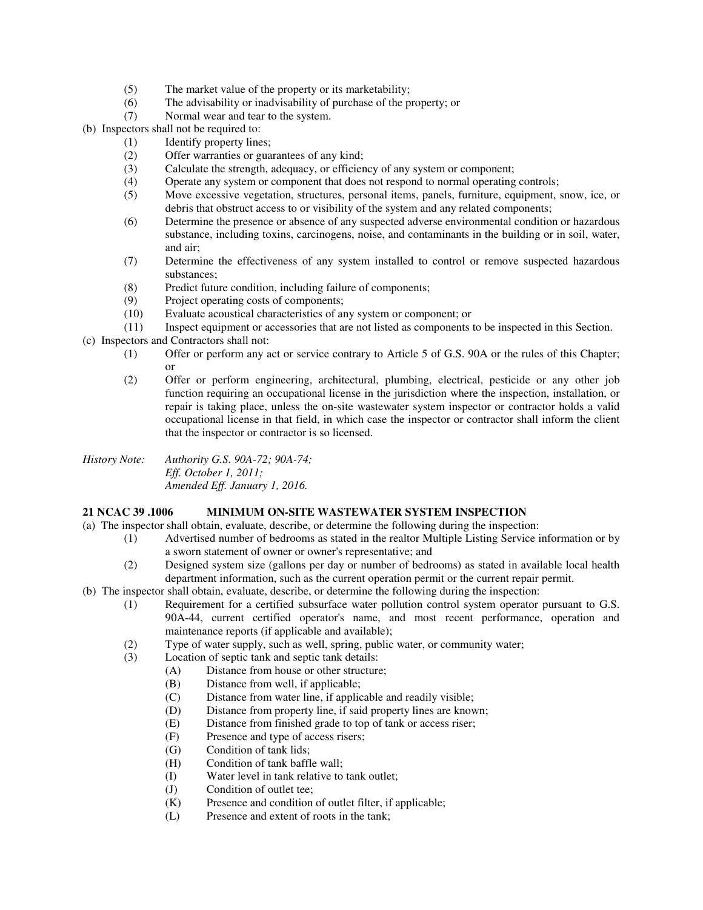(5) The market value of the property or its marketability;
(6) The advisability or inadvisability of purchase of the property; or
(7) Normal wear and tear to the system.

(b) Inspectors shall not be required to:

(1) Identify property lines;
(2) Offer warranties or guarantees of any kind;
(3) Calculate the strength, adequacy, or efficiency of any system or component;
(4) Operate any system or component that does not respond to normal operating controls;
(5) Move excessive vegetation, structures, personal items, panels, furniture, equipment, snow, ice, or debris that obstruct access to or visibility of the system and any related components;
(6) Determine the presence or absence of any suspected adverse environmental condition or hazardous substance, including toxins, carcinogens, noise, and contaminants in the building or in soil, water, and air;
(7) Determine the effectiveness of any system installed to control or remove suspected hazardous substances;
(8) Predict future condition, including failure of components;
(9) Project operating costs of components;
(10) Evaluate acoustical characteristics of any system or component; or
(11) Inspect equipment or accessories that are not listed as components to be inspected in this Section.

(c) Inspectors and Contractors shall not:

(1) Offer or perform any act or service contrary to Article 5 of G.S. 90A or the rules of this Chapter; or
(2) Offer or perform engineering, architectural, plumbing, electrical, pesticide or any other job function requiring an occupational license in the jurisdiction where the inspection, installation, or repair is taking place, unless the on-site wastewater system inspector or contractor holds a valid occupational license in that field, in which case the inspector or contractor shall inform the client that the inspector or contractor is so licensed.

*History Note: Authority G.S. 90A-72; 90A-74;*
*Eff. October 1, 2011;*
*Amended Eff. January 1, 2016.*

**21 NCAC 39 .1006 MINIMUM ON-SITE WASTEWATER SYSTEM INSPECTION**

(a) The inspector shall obtain, evaluate, describe, or determine the following during the inspection:

(1) Advertised number of bedrooms as stated in the realtor Multiple Listing Service information or by a sworn statement of owner or owner's representative; and
(2) Designed system size (gallons per day or number of bedrooms) as stated in available local health department information, such as the current operation permit or the current repair permit.

(b) The inspector shall obtain, evaluate, describe, or determine the following during the inspection:

(1) Requirement for a certified subsurface water pollution control system operator pursuant to G.S. 90A-44, current certified operator's name, and most recent performance, operation and maintenance reports (if applicable and available);
(2) Type of water supply, such as well, spring, public water, or community water;
(3) Location of septic tank and septic tank details:
   (A) Distance from house or other structure;
   (B) Distance from well, if applicable;
   (C) Distance from water line, if applicable and readily visible;
   (D) Distance from property line, if said property lines are known;
   (E) Distance from finished grade to top of tank or access riser;
   (F) Presence and type of access risers;
   (G) Condition of tank lids;
   (H) Condition of tank baffle wall;
   (I) Water level in tank relative to tank outlet;
   (J) Condition of outlet tee;
   (K) Presence and condition of outlet filter, if applicable;
   (L) Presence and extent of roots in the tank;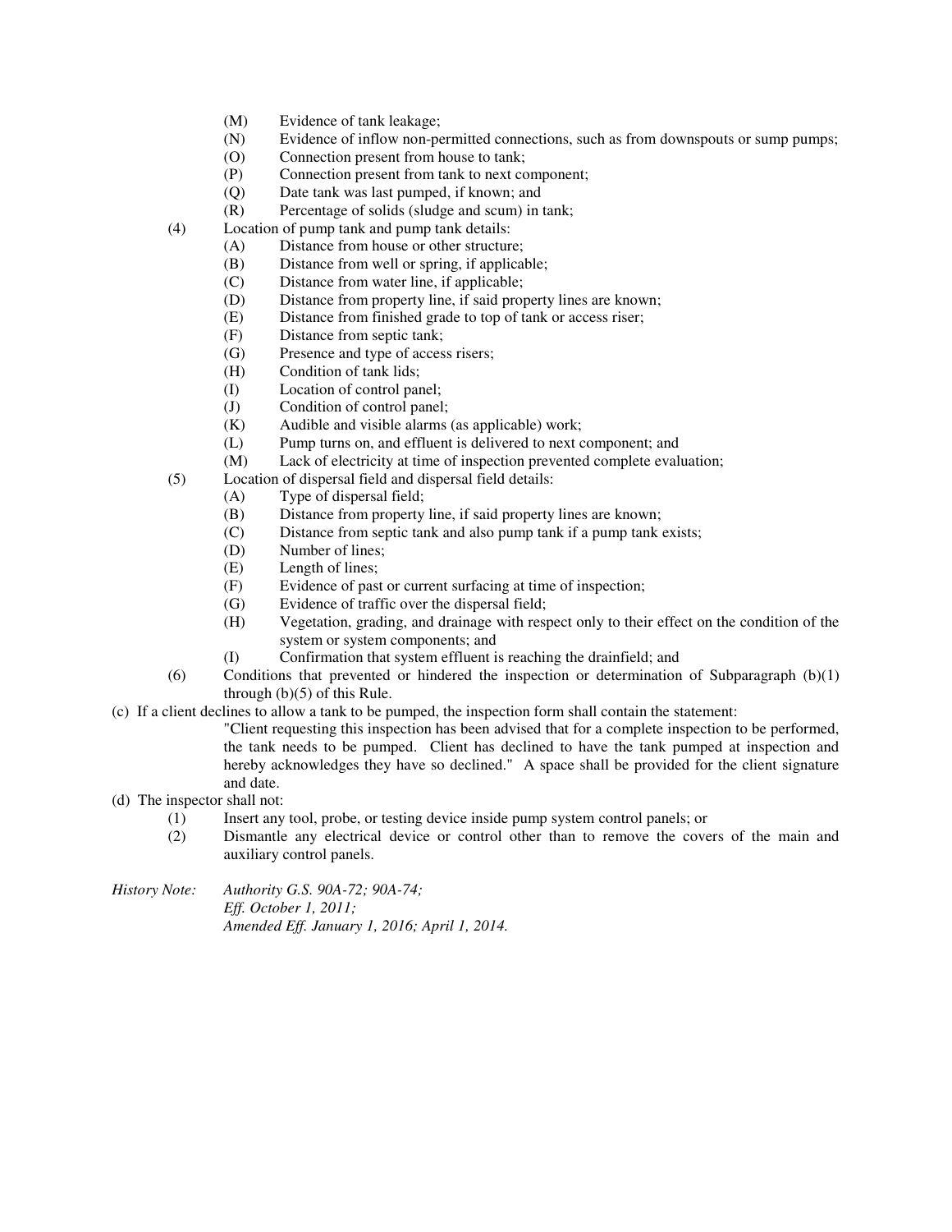(M) Evidence of tank leakage;
(N) Evidence of inflow non-permitted connections, such as from downspouts or sump pumps;
(O) Connection present from house to tank;
(P) Connection present from tank to next component;
(Q) Date tank was last pumped, if known; and
(R) Percentage of solids (sludge and scum) in tank;

(4) Location of pump tank and pump tank details:
(A) Distance from house or other structure;
(B) Distance from well or spring, if applicable;
(C) Distance from water line, if applicable;
(D) Distance from property line, if said property lines are known;
(E) Distance from finished grade to top of tank or access riser;
(F) Distance from septic tank;
(G) Presence and type of access risers;
(H) Condition of tank lids;
(I) Location of control panel;
(J) Condition of control panel;
(K) Audible and visible alarms (as applicable) work;
(L) Pump turns on, and effluent is delivered to next component; and
(M) Lack of electricity at time of inspection prevented complete evaluation;

(5) Location of dispersal field and dispersal field details:
(A) Type of dispersal field;
(B) Distance from property line, if said property lines are known;
(C) Distance from septic tank and also pump tank if a pump tank exists;
(D) Number of lines;
(E) Length of lines;
(F) Evidence of past or current surfacing at time of inspection;
(G) Evidence of traffic over the dispersal field;
(H) Vegetation, grading, and drainage with respect only to their effect on the condition of the system or system components; and
(I) Confirmation that system effluent is reaching the drainfield; and

(6) Conditions that prevented or hindered the inspection or determination of Subparagraph (b)(1) through (b)(5) of this Rule.

(c) If a client declines to allow a tank to be pumped, the inspection form shall contain the statement:

"Client requesting this inspection has been advised that for a complete inspection to be performed, the tank needs to be pumped. Client has declined to have the tank pumped at inspection and hereby acknowledges they have so declined." A space shall be provided for the client signature and date.

(d) The inspector shall not:
(1) Insert any tool, probe, or testing device inside pump system control panels; or
(2) Dismantle any electrical device or control other than to remove the covers of the main and auxiliary control panels.

*History Note: Authority G.S. 90A-72; 90A-74;*
*Eff. October 1, 2011;*
*Amended Eff. January 1, 2016; April 1, 2014.*